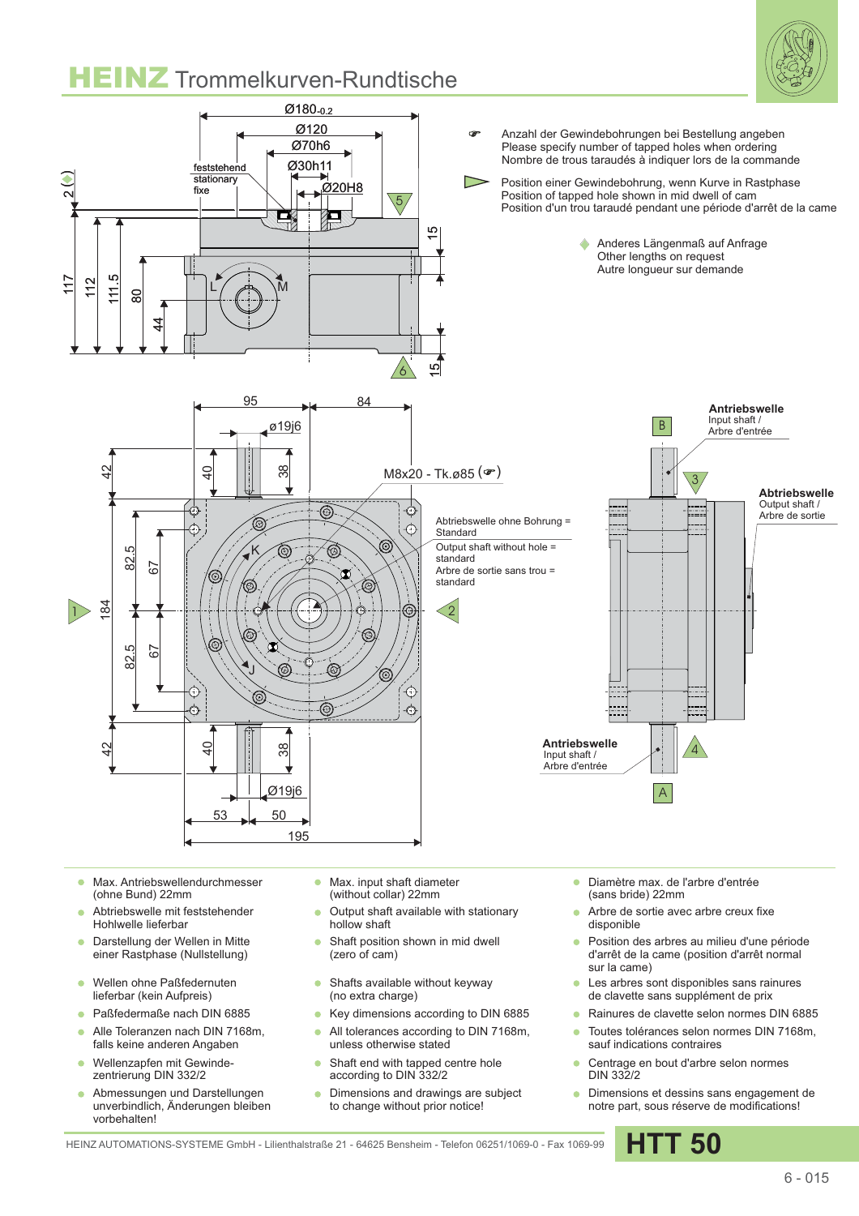# HEINZ Trommelkurven-Rundtische

Ø180-0.2
Ø120
Ø70h6
Ø30h11
Ø20H8

feststehend
stationary
fixe

2 (◆)

117
112
111.5
80
44

15
15

L
M

5
6

95
84
ø19j6
42
40
38

M8x20 - Tk.ø85 (☛)

Abtriebswelle ohne Bohrung = Standard
Output shaft without hole = standard
Arbre de sortie sans trou = standard

1
2

184
82.5
67
67
82.5

K
J

42
40
38
Ø19j6
53
50
195

**Antriebswelle**
Input shaft /
Arbre d'entrée

B
3

**Abtriebswelle**
Output shaft /
Arbre de sortie

**Antriebswelle**
Input shaft /
Arbre d'entrée

4
A

☛ Anzahl der Gewindebohrungen bei Bestellung angeben
Please specify number of tapped holes when ordering
Nombre de trous taraudés à indiquer lors de la commande

▷ Position einer Gewindebohrung, wenn Kurve in Rastphase
Position of tapped hole shown in mid dwell of cam
Position d'un trou taraudé pendant une période d'arrêt de la came

◆ Anderes Längenmaß auf Anfrage
Other lengths on request
Autre longueur sur demande

- Max. Antriebswellendurchmesser (ohne Bund) 22mm
- Abtriebswelle mit feststehender Hohlwelle lieferbar
- Darstellung der Wellen in Mitte einer Rastphase (Nullstellung)
- Wellen ohne Paßfedernuten lieferbar (kein Aufpreis)
- Paßfedermaße nach DIN 6885
- Alle Toleranzen nach DIN 7168m, falls keine anderen Angaben
- Wellenzapfen mit Gewinde-zentrierung DIN 332/2
- Abmessungen und Darstellungen unverbindlich, Änderungen bleiben vorbehalten!

- Max. input shaft diameter (without collar) 22mm
- Output shaft available with stationary hollow shaft
- Shaft position shown in mid dwell (zero of cam)
- Shafts available without keyway (no extra charge)
- Key dimensions according to DIN 6885
- All tolerances according to DIN 7168m, unless otherwise stated
- Shaft end with tapped centre hole according to DIN 332/2
- Dimensions and drawings are subject to change without prior notice!

- Diamètre max. de l'arbre d'entrée (sans bride) 22mm
- Arbre de sortie avec arbre creux fixe disponible
- Position des arbres au milieu d'une période d'arrêt de la came (position d'arrêt normal sur la came)
- Les arbres sont disponibles sans rainures de clavette sans supplément de prix
- Rainures de clavette selon normes DIN 6885
- Toutes tolérances selon normes DIN 7168m, sauf indications contraires
- Centrage en bout d'arbre selon normes DIN 332/2
- Dimensions et dessins sans engagement de notre part, sous réserve de modifications!

HEINZ AUTOMATIONS-SYSTEME GmbH - Lilienthalstraße 21 - 64625 Bensheim - Telefon 06251/1069-0 - Fax 1069-99

**HTT 50**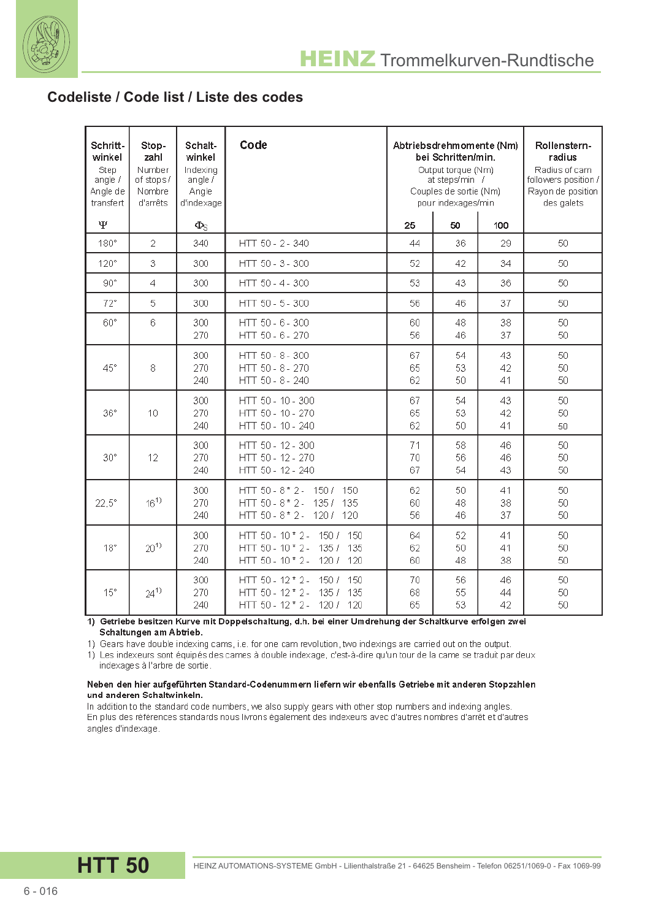## Codeliste / Code list / Liste des codes

| Schritt-winkel<br>Step angle /<br>Angle de transfert<br>Ψ | Stop-zahl<br>Number of stops /<br>Nombre d'arrêts | Schalt-winkel<br>Indexing angle /<br>Angle d'indexage<br>$\Phi_S$ | Code | Abtriebsdrehmomente (Nm) bei Schritten/min.<br>Output torque (Nm) at steps/min /<br>Couples de sortie (Nm) pour indexages/min | | | Rollenstern-radius<br>Radius of cam followers position /<br>Rayon de position des galets |
|---|---|---|---|---|---|---|---|
| | | | | 25 | 50 | 100 | |
| 180° | 2 | 340 | HTT 50 - 2 - 340 | 44 | 36 | 29 | 50 |
| 120° | 3 | 300 | HTT 50 - 3 - 300 | 52 | 42 | 34 | 50 |
| 90° | 4 | 300 | HTT 50 - 4 - 300 | 53 | 43 | 36 | 50 |
| 72° | 5 | 300 | HTT 50 - 5 - 300 | 56 | 46 | 37 | 50 |
| 60° | 6 | 300<br>270 | HTT 50 - 6 - 300<br>HTT 50 - 6 - 270 | 60<br>56 | 48<br>46 | 38<br>37 | 50<br>50 |
| 45° | 8 | 300<br>270<br>240 | HTT 50 - 8 - 300<br>HTT 50 - 8 - 270<br>HTT 50 - 8 - 240 | 67<br>65<br>62 | 54<br>53<br>50 | 43<br>42<br>41 | 50<br>50<br>50 |
| 36° | 10 | 300<br>270<br>240 | HTT 50 - 10 - 300<br>HTT 50 - 10 - 270<br>HTT 50 - 10 - 240 | 67<br>65<br>62 | 54<br>53<br>50 | 43<br>42<br>41 | 50<br>50<br>50 |
| 30° | 12 | 300<br>270<br>240 | HTT 50 - 12 - 300<br>HTT 50 - 12 - 270<br>HTT 50 - 12 - 240 | 71<br>70<br>67 | 58<br>56<br>54 | 46<br>46<br>43 | 50<br>50<br>50 |
| 22,5° | 16[1)] | 300<br>270<br>240 | HTT 50 - 8 * 2 - 150 / 150<br>HTT 50 - 8 * 2 - 135 / 135<br>HTT 50 - 8 * 2 - 120 / 120 | 62<br>60<br>56 | 50<br>48<br>46 | 41<br>38<br>37 | 50<br>50<br>50 |
| 18° | 20[1)] | 300<br>270<br>240 | HTT 50 - 10 * 2 - 150 / 150<br>HTT 50 - 10 * 2 - 135 / 135<br>HTT 50 - 10 * 2 - 120 / 120 | 64<br>62<br>60 | 52<br>50<br>48 | 41<br>41<br>38 | 50<br>50<br>50 |
| 15° | 24[1)] | 300<br>270<br>240 | HTT 50 - 12 * 2 - 150 / 150<br>HTT 50 - 12 * 2 - 135 / 135<br>HTT 50 - 12 * 2 - 120 / 120 | 70<br>68<br>65 | 56<br>55<br>53 | 46<br>44<br>42 | 50<br>50<br>50 |

**1) Getriebe besitzen Kurve mit Doppelschaltung, d.h. bei einer Umdrehung der Schaltkurve erfolgen zwei Schaltungen am Abtrieb.**

1) Gears have double indexing cams, i.e. for one cam revolution, two indexings are carried out on the output.

1) Les indexeurs sont équipés des cames à double indexage, c'est-à-dire qu'un tour de la came se traduit par deux indexages à l'arbre de sortie.

**Neben den hier aufgeführten Standard-Codenummern liefern wir ebenfalls Getriebe mit anderen Stopzahlen und anderen Schaltwinkeln.**

In addition to the standard code numbers, we also supply gears with other stop numbers and indexing angles.

En plus des références standards nous livrons également des indexeurs avec d'autres nombres d'arrêt et d'autres angles d'indexage.